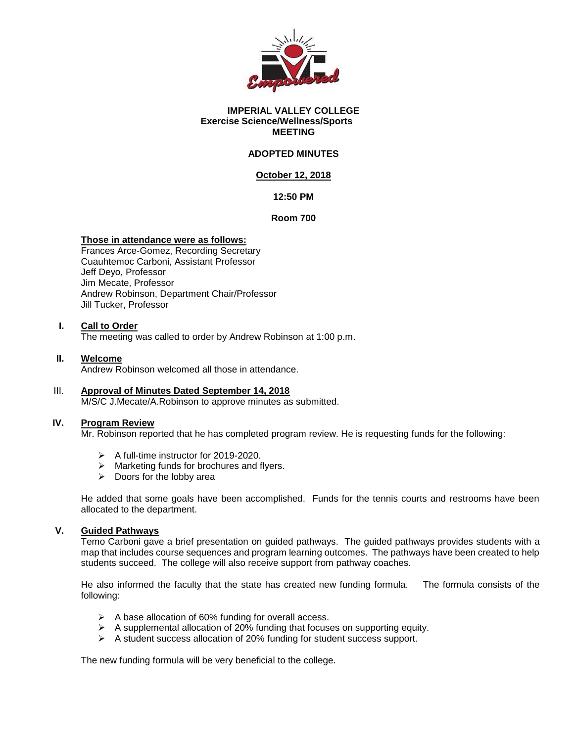# IMPERIAL VALLEY COLLEGE
## Exercise Science/Wellness/Sports MEETING

**ADOPTED MINUTES**

**October 12, 2018**

**12:50 PM**

**Room 700**

**Those in attendance were as follows:**
Frances Arce-Gomez, Recording Secretary
Cuauhtemoc Carboni, Assistant Professor
Jeff Deyo, Professor
Jim Mecate, Professor
Andrew Robinson, Department Chair/Professor
Jill Tucker, Professor

### I. Call to Order

The meeting was called to order by Andrew Robinson at 1:00 p.m.

### II. Welcome

Andrew Robinson welcomed all those in attendance.

### III. Approval of Minutes Dated September 14, 2018

M/S/C J.Mecate/A.Robinson to approve minutes as submitted.

### IV. Program Review

Mr. Robinson reported that he has completed program review. He is requesting funds for the following:

- A full-time instructor for 2019-2020.
- Marketing funds for brochures and flyers.
- Doors for the lobby area

He added that some goals have been accomplished. Funds for the tennis courts and restrooms have been allocated to the department.

### V. Guided Pathways

Temo Carboni gave a brief presentation on guided pathways. The guided pathways provides students with a map that includes course sequences and program learning outcomes. The pathways have been created to help students succeed. The college will also receive support from pathway coaches.

He also informed the faculty that the state has created new funding formula. The formula consists of the following:

- A base allocation of 60% funding for overall access.
- A supplemental allocation of 20% funding that focuses on supporting equity.
- A student success allocation of 20% funding for student success support.

The new funding formula will be very beneficial to the college.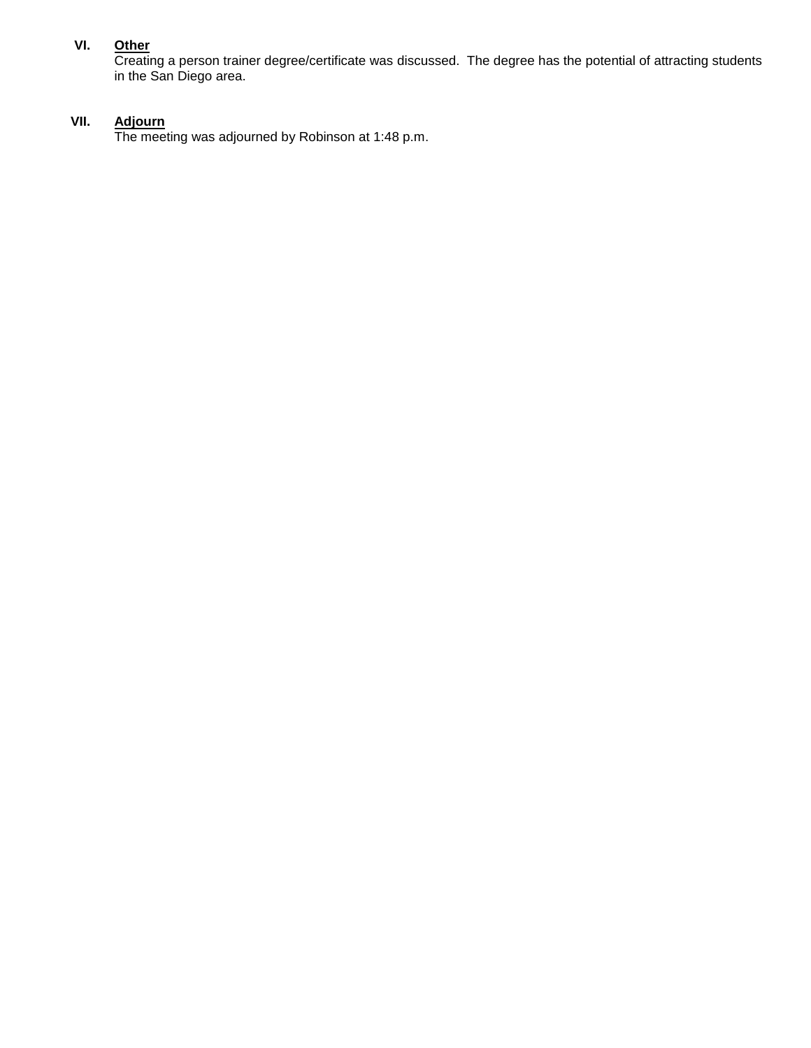**VI. <u>Other</u>**

Creating a person trainer degree/certificate was discussed. The degree has the potential of attracting students in the San Diego area.

**VII. <u>Adjourn</u>**

The meeting was adjourned by Robinson at 1:48 p.m.